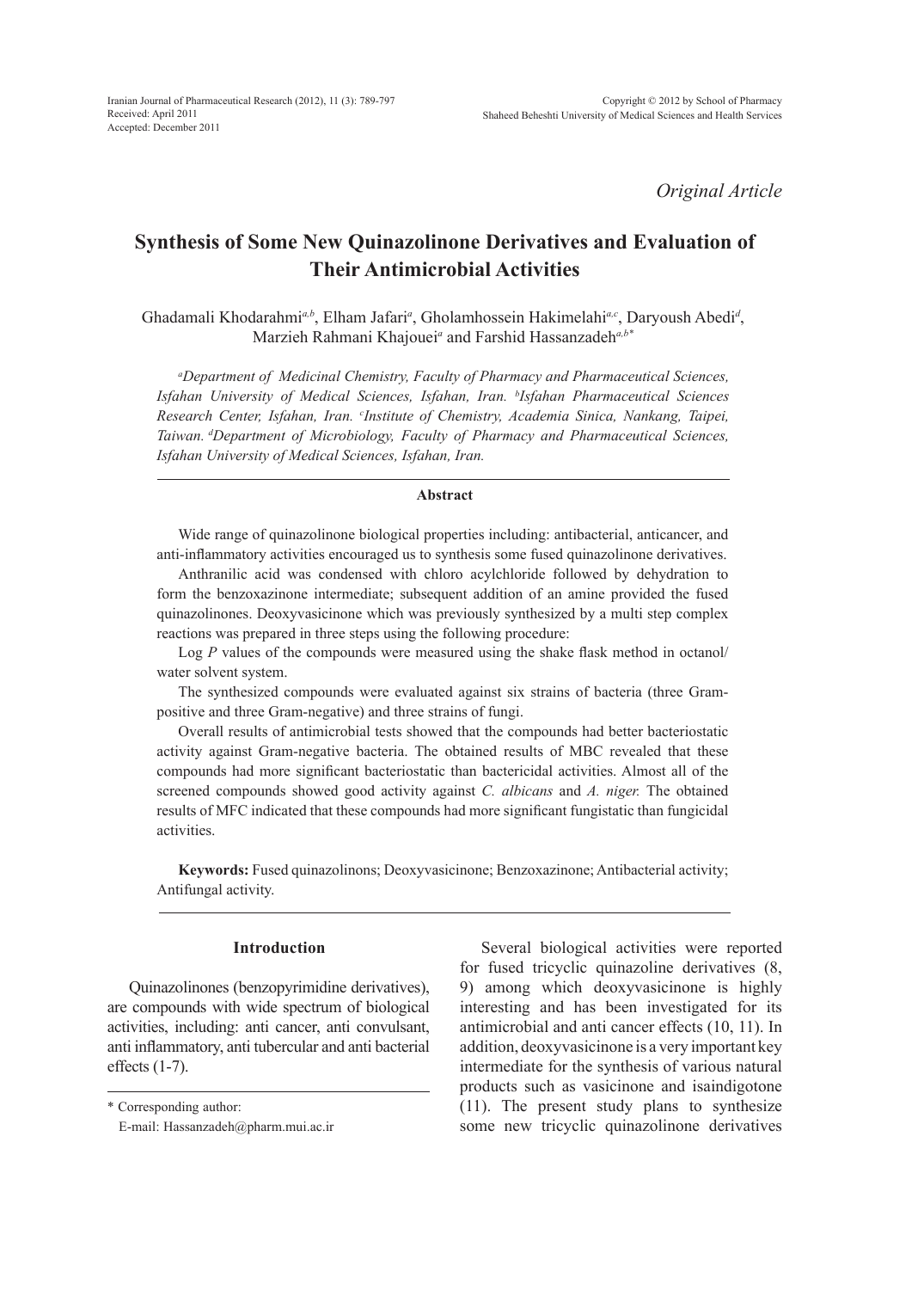*Original Article*

# Synthesis of Some New Quinazolinone Derivatives and Evaluation of Their Antimicrobial Activities

Ghadamali Khodarahmi[a,b], Elham Jafari[a], Gholamhossein Hakimelahi[a,c], Daryoush Abedi[d], Marzieh Rahmani Khajouei[a] and Farshid Hassanzadeh[a,b*]

[a]*Department of Medicinal Chemistry, Faculty of Pharmacy and Pharmaceutical Sciences, Isfahan University of Medical Sciences, Isfahan, Iran.* [b]*Isfahan Pharmaceutical Sciences Research Center, Isfahan, Iran.* [c]*Institute of Chemistry, Academia Sinica, Nankang, Taipei, Taiwan.* [d]*Department of Microbiology, Faculty of Pharmacy and Pharmaceutical Sciences, Isfahan University of Medical Sciences, Isfahan, Iran.*

## Abstract

Wide range of quinazolinone biological properties including: antibacterial, anticancer, and anti-inflammatory activities encouraged us to synthesis some fused quinazolinone derivatives.

Anthranilic acid was condensed with chloro acylchloride followed by dehydration to form the benzoxazinone intermediate; subsequent addition of an amine provided the fused quinazolinones. Deoxyvasicinone which was previously synthesized by a multi step complex reactions was prepared in three steps using the following procedure:

Log *P* values of the compounds were measured using the shake flask method in octanol/water solvent system.

The synthesized compounds were evaluated against six strains of bacteria (three Gram-positive and three Gram-negative) and three strains of fungi.

Overall results of antimicrobial tests showed that the compounds had better bacteriostatic activity against Gram-negative bacteria. The obtained results of MBC revealed that these compounds had more significant bacteriostatic than bactericidal activities. Almost all of the screened compounds showed good activity against *C. albicans* and *A. niger.* The obtained results of MFC indicated that these compounds had more significant fungistatic than fungicidal activities.

**Keywords:** Fused quinazolinons; Deoxyvasicinone; Benzoxazinone; Antibacterial activity; Antifungal activity.

## Introduction

Quinazolinones (benzopyrimidine derivatives), are compounds with wide spectrum of biological activities, including: anti cancer, anti convulsant, anti inflammatory, anti tubercular and anti bacterial effects (1-7).

Several biological activities were reported for fused tricyclic quinazoline derivatives (8, 9) among which deoxyvasicinone is highly interesting and has been investigated for its antimicrobial and anti cancer effects (10, 11). In addition, deoxyvasicinone is a very important key intermediate for the synthesis of various natural products such as vasicinone and isaindigotone (11). The present study plans to synthesize some new tricyclic quinazolinone derivatives

\* Corresponding author:
E-mail: Hassanzadeh@pharm.mui.ac.ir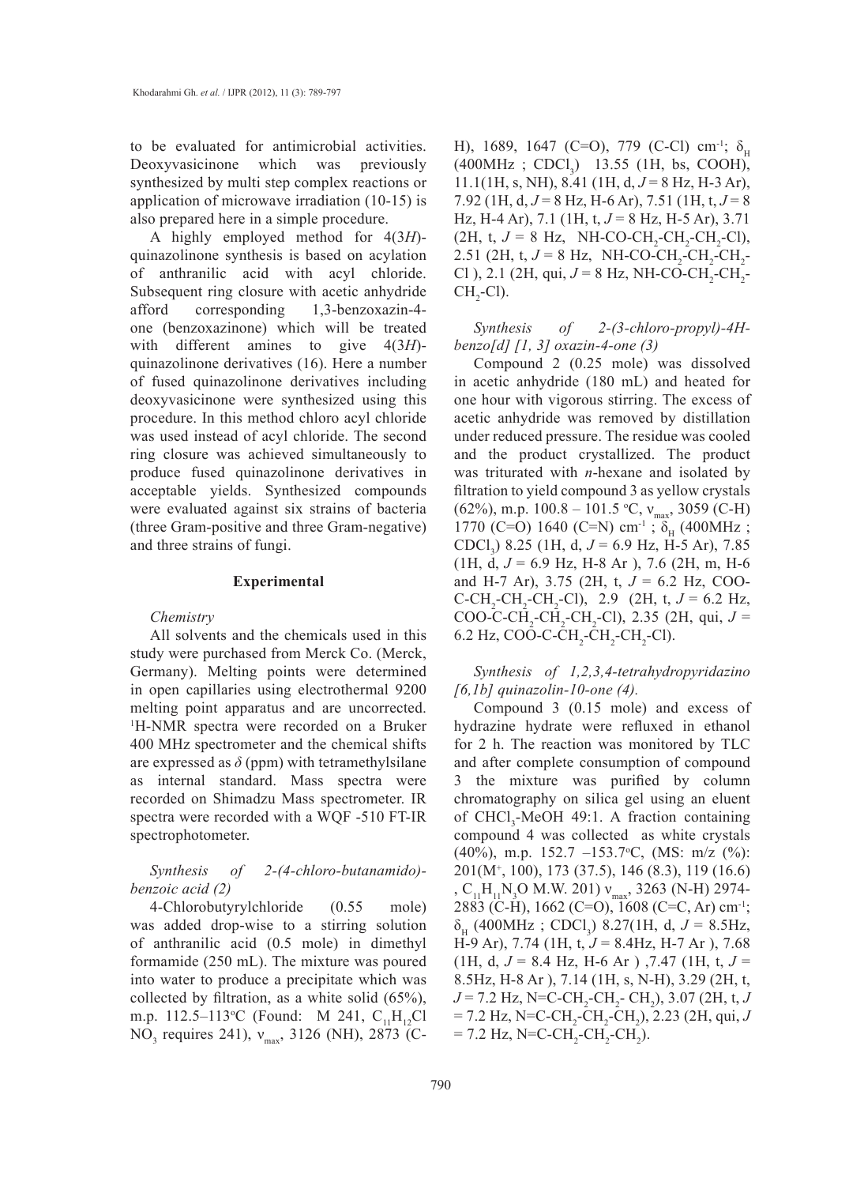to be evaluated for antimicrobial activities. Deoxyvasicinone which was previously synthesized by multi step complex reactions or application of microwave irradiation (10-15) is also prepared here in a simple procedure.

A highly employed method for 4(3*H*)-quinazolinone synthesis is based on acylation of anthranilic acid with acyl chloride. Subsequent ring closure with acetic anhydride afford corresponding 1,3-benzoxazin-4-one (benzoxazinone) which will be treated with different amines to give 4(3*H*)-quinazolinone derivatives (16). Here a number of fused quinazolinone derivatives including deoxyvasicinone were synthesized using this procedure. In this method chloro acyl chloride was used instead of acyl chloride. The second ring closure was achieved simultaneously to produce fused quinazolinone derivatives in acceptable yields. Synthesized compounds were evaluated against six strains of bacteria (three Gram-positive and three Gram-negative) and three strains of fungi.

## Experimental

*Chemistry*

All solvents and the chemicals used in this study were purchased from Merck Co. (Merck, Germany). Melting points were determined in open capillaries using electrothermal 9200 melting point apparatus and are uncorrected. $^1$H-NMR spectra were recorded on a Bruker 400 MHz spectrometer and the chemical shifts are expressed as $\delta$ (ppm) with tetramethylsilane as internal standard. Mass spectra were recorded on Shimadzu Mass spectrometer. IR spectra were recorded with a WQF -510 FT-IR spectrophotometer.

*Synthesis of 2-(4-chloro-butanamido)-benzoic acid (2)*

4-Chlorobutyrylchloride (0.55 mole) was added drop-wise to a stirring solution of anthranilic acid (0.5 mole) in dimethyl formamide (250 mL). The mixture was poured into water to produce a precipitate which was collected by filtration, as a white solid (65%), m.p. 112.5–113 $^o$C (Found: M 241, $C_{11}H_{12}Cl$ $NO_3$ requires 241), $\nu_{max}$, 3126 (NH), 2873 (C-H), 1689, 1647 (C=O), 779 (C-Cl) cm$^{-1}$; $\delta_H$ (400MHz ; $CDCl_3$) 13.55 (1H, bs, COOH), 11.1(1H, s, NH), 8.41 (1H, d, $J$ = 8 Hz, H-3 Ar), 7.92 (1H, d, $J$ = 8 Hz, H-6 Ar), 7.51 (1H, t, $J$ = 8 Hz, H-4 Ar), 7.1 (1H, t, $J$ = 8 Hz, H-5 Ar), 3.71 (2H, t, $J$ = 8 Hz, NH-CO-$CH_2$-$CH_2$-$CH_2$-Cl), 2.51 (2H, t, $J$ = 8 Hz, NH-CO-$CH_2$-$CH_2$-$CH_2$-Cl ), 2.1 (2H, qui, $J$ = 8 Hz, NH-CO-$CH_2$-$CH_2$-$CH_2$-Cl).

*Synthesis of 2-(3-chloro-propyl)-4H-benzo[d] [1, 3] oxazin-4-one (3)*

Compound 2 (0.25 mole) was dissolved in acetic anhydride (180 mL) and heated for one hour with vigorous stirring. The excess of acetic anhydride was removed by distillation under reduced pressure. The residue was cooled and the product crystallized. The product was triturated with *n*-hexane and isolated by filtration to yield compound 3 as yellow crystals (62%), m.p. 100.8 – 101.5 $^o$C, $\nu_{max}$, 3059 (C-H) 1770 (C=O) 1640 (C=N) cm$^{-1}$ ; $\delta_H$ (400MHz ; $CDCl_3$) 8.25 (1H, d, $J$ = 6.9 Hz, H-5 Ar), 7.85 (1H, d, $J$ = 6.9 Hz, H-8 Ar ), 7.6 (2H, m, H-6 and H-7 Ar), 3.75 (2H, t, $J$ = 6.2 Hz, COO-C-$CH_2$-$CH_2$-$CH_2$-Cl), 2.9 (2H, t, $J$ = 6.2 Hz, COO-C-$CH_2$-$CH_2$-$CH_2$-Cl), 2.35 (2H, qui, $J$ = 6.2 Hz, COO-C-$CH_2$-$CH_2$-$CH_2$-Cl).

*Synthesis of 1,2,3,4-tetrahydropyridazino [6,1b] quinazolin-10-one (4).*

Compound 3 (0.15 mole) and excess of hydrazine hydrate were refluxed in ethanol for 2 h. The reaction was monitored by TLC and after complete consumption of compound 3 the mixture was purified by column chromatography on silica gel using an eluent of $CHCl_3$-MeOH 49:1. A fraction containing compound 4 was collected as white crystals (40%), m.p. 152.7 –153.7 $^o$C, (MS: m/z (%): 201($M^+$, 100), 173 (37.5), 146 (8.3), 119 (16.6) , $C_{11}H_{11}N_3O$ M.W. 201) $\nu_{max}$, 3263 (N-H) 2974-2883 (C-H), 1662 (C=O), 1608 (C=C, Ar) cm$^{-1}$; $\delta_H$ (400MHz ; $CDCl_3$) 8.27(1H, d, $J$ = 8.5Hz, H-9 Ar), 7.74 (1H, t, $J$ = 8.4Hz, H-7 Ar ), 7.68 (1H, d, $J$ = 8.4 Hz, H-6 Ar ) ,7.47 (1H, t, $J$ = 8.5Hz, H-8 Ar ), 7.14 (1H, s, N-H), 3.29 (2H, t, $J$ = 7.2 Hz, N=C-$CH_2$-$CH_2$- $CH_2$), 3.07 (2H, t, $J$ = 7.2 Hz, N=C-$CH_2$-$CH_2$-$CH_2$), 2.23 (2H, qui, $J$ = 7.2 Hz, N=C-$CH_2$-$CH_2$-$CH_2$).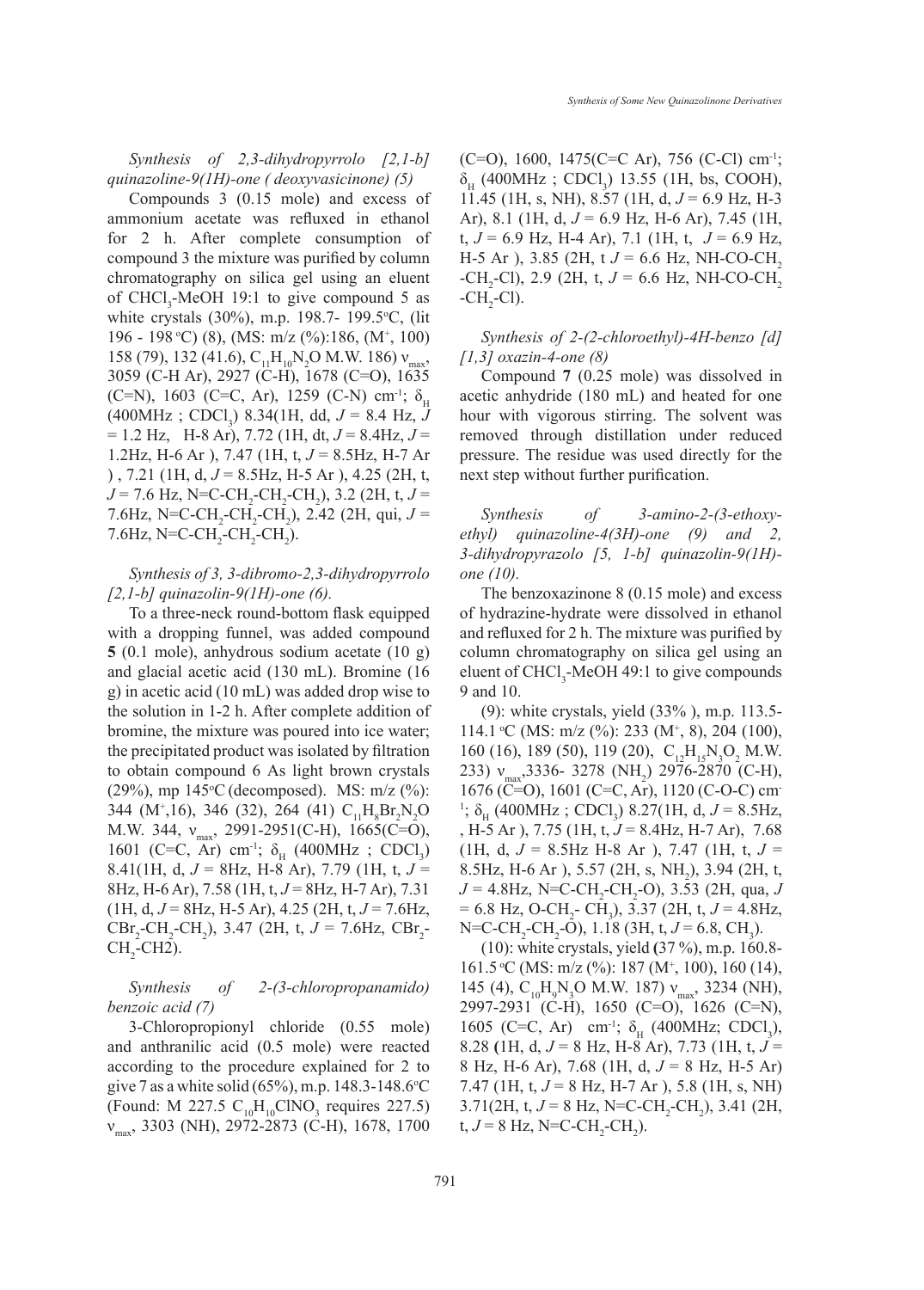*Synthesis of 2,3-dihydropyrrolo [2,1-b] quinazoline-9(1H)-one ( deoxyvasicinone) (5)*

Compounds 3 (0.15 mole) and excess of ammonium acetate was refluxed in ethanol for 2 h. After complete consumption of compound 3 the mixture was purified by column chromatography on silica gel using an eluent of $CHCl_3$-MeOH 19:1 to give compound 5 as white crystals (30%), m.p. 198.7- 199.5°C, (lit 196 - 198 °C) (8), (MS: m/z (%):186, ($M^+$, 100) 158 (79), 132 (41.6), $C_{11}H_{10}N_2O$ M.W. 186) $\nu_{max}$, 3059 (C-H Ar), 2927 (C-H), 1678 (C=O), 1635 (C=N), 1603 (C=C, Ar), 1259 (C-N) $cm^{-1}$; $\delta_H$ (400MHz ; $CDCl_3$) 8.34(1H, dd, $J$ = 8.4 Hz, $J$ = 1.2 Hz, H-8 Ar), 7.72 (1H, dt, $J$ = 8.4Hz, $J$ = 1.2Hz, H-6 Ar ), 7.47 (1H, t, $J$ = 8.5Hz, H-7 Ar ) , 7.21 (1H, d, $J$ = 8.5Hz, H-5 Ar ), 4.25 (2H, t, $J$ = 7.6 Hz, N=C-$CH_2$-$CH_2$-$CH_2$), 3.2 (2H, t, $J$ = 7.6Hz, N=C-$CH_2$-$CH_2$-$CH_2$), 2.42 (2H, qui, $J$ = 7.6Hz, N=C-$CH_2$-$CH_2$-$CH_2$).

*Synthesis of 3, 3-dibromo-2,3-dihydropyrrolo [2,1-b] quinazolin-9(1H)-one (6).*

To a three-neck round-bottom flask equipped with a dropping funnel, was added compound **5** (0.1 mole), anhydrous sodium acetate (10 g) and glacial acetic acid (130 mL). Bromine (16 g) in acetic acid (10 mL) was added drop wise to the solution in 1-2 h. After complete addition of bromine, the mixture was poured into ice water; the precipitated product was isolated by filtration to obtain compound 6 As light brown crystals (29%), mp 145°C (decomposed). MS: m/z (%): 344 ($M^+$,16), 346 (32), 264 (41) $C_{11}H_8Br_2N_2O$ M.W. 344, $\nu_{max}$, 2991-2951(C-H), 1665(C=O), 1601 (C=C, Ar) $cm^{-1}$; $\delta_H$ (400MHz ; $CDCl_3$) 8.41(1H, d, $J$ = 8Hz, H-8 Ar), 7.79 (1H, t, $J$ = 8Hz, H-6 Ar), 7.58 (1H, t, $J$ = 8Hz, H-7 Ar), 7.31 (1H, d, $J$ = 8Hz, H-5 Ar), 4.25 (2H, t, $J$ = 7.6Hz, $CBr_2$-$CH_2$-$CH_2$), 3.47 (2H, t, $J$ = 7.6Hz, $CBr_2$-$CH_2$-CH2).

*Synthesis of 2-(3-chloropropanamido) benzoic acid (7)*

3-Chloropropionyl chloride (0.55 mole) and anthranilic acid (0.5 mole) were reacted according to the procedure explained for 2 to give 7 as a white solid (65%), m.p. 148.3-148.6°C (Found: M 227.5 $C_{10}H_{10}ClNO_3$ requires 227.5) $\nu_{max}$, 3303 (NH), 2972-2873 (C-H), 1678, 1700 (C=O), 1600, 1475(C=C Ar), 756 (C-Cl) $cm^{-1}$; $\delta_H$ (400MHz ; $CDCl_3$) 13.55 (1H, bs, COOH), 11.45 (1H, s, NH), 8.57 (1H, d, $J$ = 6.9 Hz, H-3 Ar), 8.1 (1H, d, $J$ = 6.9 Hz, H-6 Ar), 7.45 (1H, t, $J$ = 6.9 Hz, H-4 Ar), 7.1 (1H, t, $J$ = 6.9 Hz, H-5 Ar ), 3.85 (2H, t $J$ = 6.6 Hz, NH-CO-$CH_2$ -$CH_2$-Cl), 2.9 (2H, t, $J$ = 6.6 Hz, NH-CO-$CH_2$ -$CH_2$-Cl).

*Synthesis of 2-(2-chloroethyl)-4H-benzo [d] [1,3] oxazin-4-one (8)*

Compound **7** (0.25 mole) was dissolved in acetic anhydride (180 mL) and heated for one hour with vigorous stirring. The solvent was removed through distillation under reduced pressure. The residue was used directly for the next step without further purification.

*Synthesis of 3-amino-2-(3-ethoxy-ethyl) quinazoline-4(3H)-one (9) and 2, 3-dihydropyrazolo [5, 1-b] quinazolin-9(1H)-one (10).*

The benzoxazinone 8 (0.15 mole) and excess of hydrazine-hydrate were dissolved in ethanol and refluxed for 2 h. The mixture was purified by column chromatography on silica gel using an eluent of $CHCl_3$-MeOH 49:1 to give compounds 9 and 10.

(9): white crystals, yield (33% ), m.p. 113.5-114.1 °C (MS: m/z (%): 233 ($M^+$, 8), 204 (100), 160 (16), 189 (50), 119 (20), $C_{12}H_{15}N_3O_2$ M.W. 233) $\nu_{max}$,3336- 3278 ($NH_2$) 2976-2870 (C-H), 1676 (C=O), 1601 (C=C, Ar), 1120 (C-O-C) $cm^{-1}$; $\delta_H$ (400MHz ; $CDCl_3$) 8.27(1H, d, $J$ = 8.5Hz, , H-5 Ar ), 7.75 (1H, t, $J$ = 8.4Hz, H-7 Ar), 7.68 (1H, d, $J$ = 8.5Hz H-8 Ar ), 7.47 (1H, t, $J$ = 8.5Hz, H-6 Ar ), 5.57 (2H, s, $NH_2$), 3.94 (2H, t, $J$ = 4.8Hz, N=C-$CH_2$-$CH_2$-O), 3.53 (2H, qua, $J$ = 6.8 Hz, O-$CH_2$- $CH_3$), 3.37 (2H, t, $J$ = 4.8Hz, N=C-$CH_2$-$CH_2$-O), 1.18 (3H, t, $J$ = 6.8, $CH_3$).

(10): white crystals, yield **(**37 %), m.p. 160.8-161.5 °C (MS: m/z (%): 187 ($M^+$, 100), 160 (14), 145 (4), $C_{10}H_9N_3O$ M.W. 187) $\nu_{max}$, 3234 (NH), 2997-2931 (C-H), 1650 (C=O), 1626 (C=N), 1605 (C=C, Ar) $cm^{-1}$; $\delta_H$ (400MHz; $CDCl_3$), 8.28 **(**1H, d, $J$ = 8 Hz, H-8 Ar), 7.73 (1H, t, $J$ = 8 Hz, H-6 Ar), 7.68 (1H, d, $J$ = 8 Hz, H-5 Ar) 7.47 (1H, t, $J$ = 8 Hz, H-7 Ar ), 5.8 (1H, s, NH) 3.71(2H, t, $J$ = 8 Hz, N=C-$CH_2$-$CH_2$), 3.41 (2H, t, $J$ = 8 Hz, N=C-$CH_2$-$CH_2$).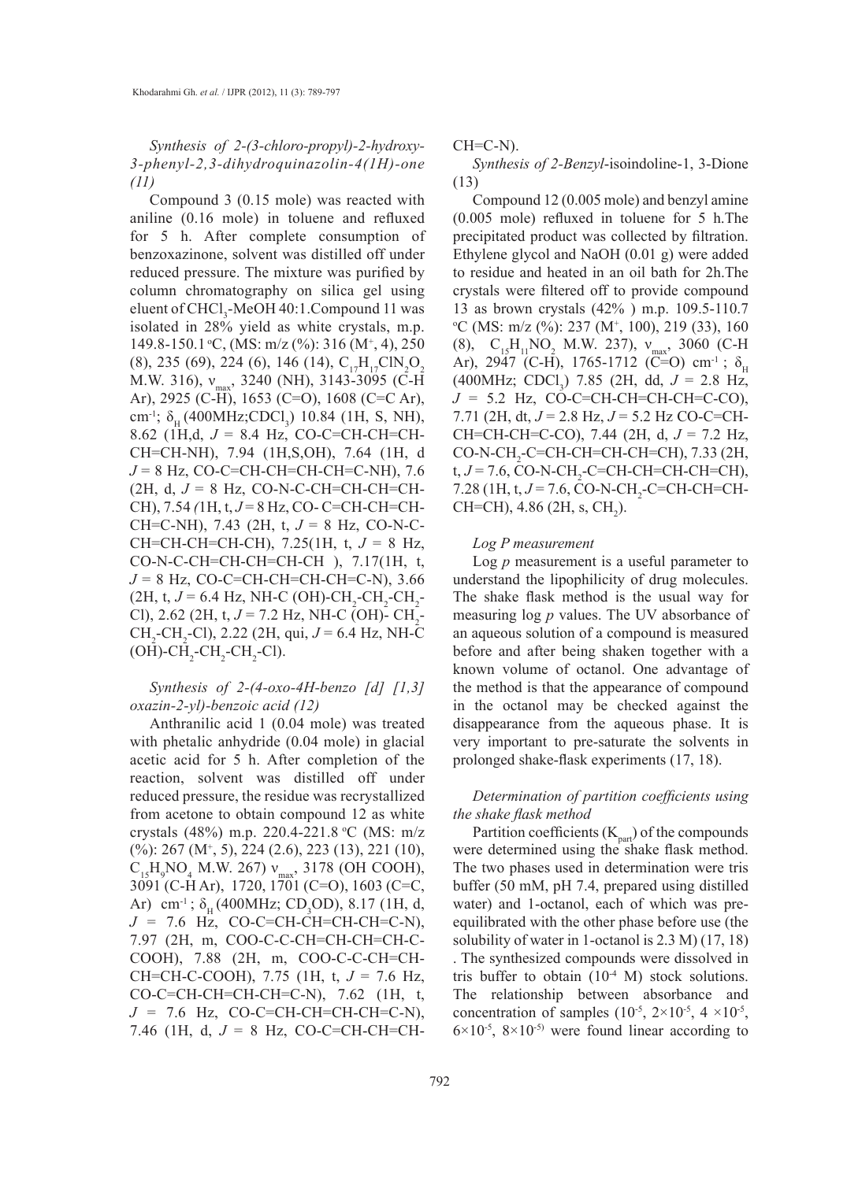*Synthesis of 2-(3-chloro-propyl)-2-hydroxy-3-phenyl-2,3-dihydroquinazolin-4(1H)-one (11)*

Compound 3 (0.15 mole) was reacted with aniline (0.16 mole) in toluene and refluxed for 5 h. After complete consumption of benzoxazinone, solvent was distilled off under reduced pressure. The mixture was purified by column chromatography on silica gel using eluent of $CHCl_3$-MeOH 40:1.Compound 11 was isolated in 28% yield as white crystals, m.p. 149.8-150.1 °C, (MS: m/z (%): 316 ($M^+$, 4), 250 (8), 235 (69), 224 (6), 146 (14), $C_{17}H_{17}ClN_2O_2$ M.W. 316), $\nu_{max}$, 3240 (NH), 3143-3095 (C-H Ar), 2925 (C-H), 1653 (C=O), 1608 (C=C Ar), $cm^{-1}$; $\delta_H$ (400MHz;$CDCl_3$) 10.84 (1H, S, NH), 8.62 (1H,d, $J$ = 8.4 Hz, CO-C=CH-CH=CH-CH=CH-NH), 7.94 (1H,S,OH), 7.64 (1H, d $J$ = 8 Hz, CO-C=CH-CH=CH-CH=C-NH), 7.6 (2H, d, $J$ = 8 Hz, CO-N-C-CH=CH-CH=CH-CH), 7.54 (1H, t, $J$ = 8 Hz, CO- C=CH-CH=CH-CH=C-NH), 7.43 (2H, t, $J$ = 8 Hz, CO-N-C-CH=CH-CH=CH-CH), 7.25(1H, t, $J$ = 8 Hz, CO-N-C-CH=CH-CH=CH-CH ), 7.17(1H, t, $J$ = 8 Hz, CO-C=CH-CH=CH-CH=C-N), 3.66 (2H, t, $J$ = 6.4 Hz, NH-C (OH)-$CH_2$-$CH_2$-$CH_2$-Cl), 2.62 (2H, t, $J$ = 7.2 Hz, NH-C (OH)- $CH_2$-$CH_2$-$CH_2$-Cl), 2.22 (2H, qui, $J$ = 6.4 Hz, NH-C (OH)-$CH_2$-$CH_2$-$CH_2$-Cl).

*Synthesis of 2-(4-oxo-4H-benzo [d] [1,3] oxazin-2-yl)-benzoic acid (12)*

Anthranilic acid 1 (0.04 mole) was treated with phetalic anhydride (0.04 mole) in glacial acetic acid for 5 h. After completion of the reaction, solvent was distilled off under reduced pressure, the residue was recrystallized from acetone to obtain compound 12 as white crystals (48%) m.p. 220.4-221.8 °C (MS: m/z (%): 267 ($M^+$, 5), 224 (2.6), 223 (13), 221 (10), $C_{15}H_9NO_4$ M.W. 267) $\nu_{max}$, 3178 (OH COOH), 3091 (C-H Ar), 1720, 1701 (C=O), 1603 (C=C, Ar) $cm^{-1}$ ; $\delta_H$ (400MHz; $CD_3OD$), 8.17 (1H, d, $J$ = 7.6 Hz, CO-C=CH-CH=CH-CH=C-N), 7.97 (2H, m, COO-C-C-CH=CH-CH=CH-C-COOH), 7.88 (2H, m, COO-C-C-CH=CH-CH=CH-C-COOH), 7.75 (1H, t, $J$ = 7.6 Hz, CO-C=CH-CH=CH-CH=C-N), 7.62 (1H, t, $J$ = 7.6 Hz, CO-C=CH-CH=CH-CH=C-N), 7.46 (1H, d, $J$ = 8 Hz, CO-C=CH-CH=CH-CH=C-N).

*Synthesis of 2-Benzyl-isoindoline-1, 3-Dione (13)*

Compound 12 (0.005 mole) and benzyl amine (0.005 mole) refluxed in toluene for 5 h.The precipitated product was collected by filtration. Ethylene glycol and NaOH (0.01 g) were added to residue and heated in an oil bath for 2h.The crystals were filtered off to provide compound 13 as brown crystals (42% ) m.p. 109.5-110.7 °C (MS: m/z (%): 237 ($M^+$, 100), 219 (33), 160 (8), $C_{15}H_{11}NO_2$ M.W. 237), $\nu_{max}$, 3060 (C-H Ar), 2947 (C-H), 1765-1712 (C=O) $cm^{-1}$ ; $\delta_H$ (400MHz; $CDCl_3$) 7.85 (2H, dd, $J$ = 2.8 Hz, $J$ = 5.2 Hz, CO-C=CH-CH=CH-CH=C-CO), 7.71 (2H, dt, $J$ = 2.8 Hz, $J$ = 5.2 Hz CO-C=CH-CH=CH-CH=C-CO), 7.44 (2H, d, $J$ = 7.2 Hz, CO-N-$CH_2$-C=CH-CH=CH-CH=CH), 7.33 (2H, t, $J$ = 7.6, CO-N-$CH_2$-C=CH-CH=CH-CH=CH), 7.28 (1H, t, $J$ = 7.6, CO-N-$CH_2$-C=CH-CH=CH-CH=CH), 4.86 (2H, s, $CH_2$).

*Log P measurement*

Log $p$ measurement is a useful parameter to understand the lipophilicity of drug molecules. The shake flask method is the usual way for measuring log $p$ values. The UV absorbance of an aqueous solution of a compound is measured before and after being shaken together with a known volume of octanol. One advantage of the method is that the appearance of compound in the octanol may be checked against the disappearance from the aqueous phase. It is very important to pre-saturate the solvents in prolonged shake-flask experiments (17, 18).

*Determination of partition coefficients using the shake flask method*

Partition coefficients ($K_{part}$) of the compounds were determined using the shake flask method. The two phases used in determination were tris buffer (50 mM, pH 7.4, prepared using distilled water) and 1-octanol, each of which was pre-equilibrated with the other phase before use (the solubility of water in 1-octanol is 2.3 M) (17, 18) . The synthesized compounds were dissolved in tris buffer to obtain ($10^{-4}$ M) stock solutions. The relationship between absorbance and concentration of samples ($10^{-5}$, $2\times10^{-5}$, $4\times10^{-5}$, $6\times10^{-5}$, $8\times10^{-5}$) were found linear according to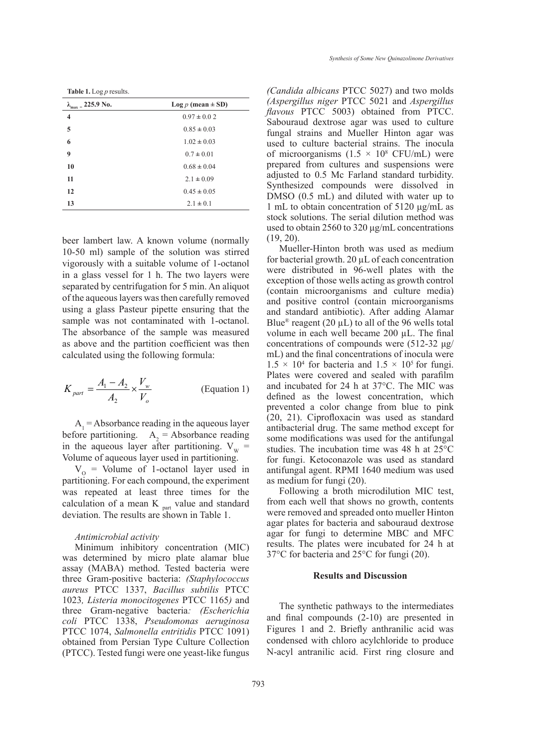**Table 1.** Log *p* results.

| $\lambda_{max}$ = 225.9 No. | Log *p* (mean ± SD) |
|---|---|
| **4** | 0.97 ± 0.0 2 |
| **5** | 0.85 ± 0.03 |
| **6** | 1.02 ± 0.03 |
| **9** | 0.7 ± 0.01 |
| **10** | 0.68 ± 0.04 |
| **11** | 2.1 ± 0.09 |
| **12** | 0.45 ± 0.05 |
| **13** | 2.1 ± 0.1 |

beer lambert law. A known volume (normally 10-50 ml) sample of the solution was stirred vigorously with a suitable volume of 1-octanol in a glass vessel for 1 h. The two layers were separated by centrifugation for 5 min. An aliquot of the aqueous layers was then carefully removed using a glass Pasteur pipette ensuring that the sample was not contaminated with 1-octanol. The absorbance of the sample was measured as above and the partition coefficient was then calculated using the following formula:

$$K_{part} = \frac{A_1 - A_2}{A_2} \times \frac{V_w}{V_o} \quad \text{(Equation 1)}$$

$A_1$ = Absorbance reading in the aqueous layer before partitioning. $A_2$ = Absorbance reading in the aqueous layer after partitioning. $V_W$ = Volume of aqueous layer used in partitioning.

$V_O$ = Volume of 1-octanol layer used in partitioning. For each compound, the experiment was repeated at least three times for the calculation of a mean $K_{part}$ value and standard deviation. The results are shown in Table 1.

*Antimicrobial activity*

Minimum inhibitory concentration (MIC) was determined by micro plate alamar blue assay (MABA) method. Tested bacteria were three Gram-positive bacteria: *(Staphylococcus aureus* PTCC 1337, *Bacillus subtilis* PTCC 1023*, Listeria monocitogenes* PTCC 1165*)* and three Gram-negative bacteria*: (Escherichia coli* PTCC 1338, *Pseudomonas aeruginosa* PTCC 1074, *Salmonella entritidis* PTCC 1091) obtained from Persian Type Culture Collection (PTCC). Tested fungi were one yeast-like fungus *(Candida albicans* PTCC 5027) and two molds *(Aspergillus niger* PTCC 5021 and *Aspergillus flavous* PTCC 5003) obtained from PTCC. Sabouraud dextrose agar was used to culture fungal strains and Mueller Hinton agar was used to culture bacterial strains. The inocula of microorganisms ($1.5 \times 10^8$ CFU/mL) were prepared from cultures and suspensions were adjusted to 0.5 Mc Farland standard turbidity. Synthesized compounds were dissolved in DMSO (0.5 mL) and diluted with water up to 1 mL to obtain concentration of 5120 µg/mL as stock solutions. The serial dilution method was used to obtain 2560 to 320 µg/mL concentrations (19, 20).

Mueller-Hinton broth was used as medium for bacterial growth. 20 µL of each concentration were distributed in 96-well plates with the exception of those wells acting as growth control (contain microorganisms and culture media) and positive control (contain microorganisms and standard antibiotic). After adding Alamar Blue® reagent (20 µL) to all of the 96 wells total volume in each well became 200 µL. The final concentrations of compounds were (512-32 µg/mL) and the final concentrations of inocula were $1.5 \times 10^4$ for bacteria and $1.5 \times 10^5$ for fungi. Plates were covered and sealed with parafilm and incubated for 24 h at 37°C. The MIC was defined as the lowest concentration, which prevented a color change from blue to pink (20, 21). Ciprofloxacin was used as standard antibacterial drug. The same method except for some modifications was used for the antifungal studies. The incubation time was 48 h at 25°C for fungi. Ketoconazole was used as standard antifungal agent. RPMI 1640 medium was used as medium for fungi (20).

Following a broth microdilution MIC test, from each well that shows no growth, contents were removed and spreaded onto mueller Hinton agar plates for bacteria and sabouraud dextrose agar for fungi to determine MBC and MFC results. The plates were incubated for 24 h at 37°C for bacteria and 25°C for fungi (20).

## Results and Discussion

The synthetic pathways to the intermediates and final compounds (2-10) are presented in Figures 1 and 2. Briefly anthranilic acid was condensed with chloro acylchloride to produce N-acyl antranilic acid. First ring closure and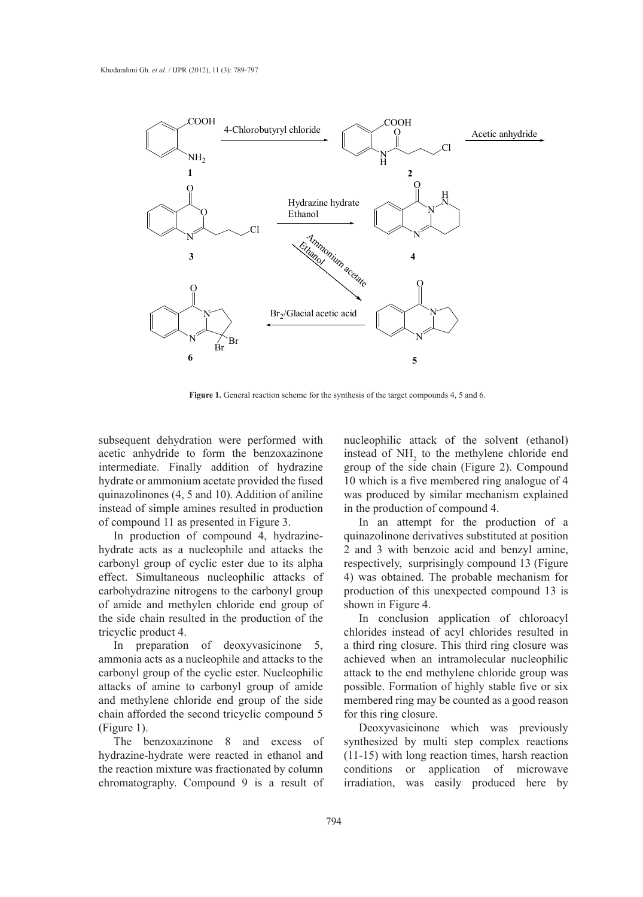**Figure 1.** General reaction scheme for the synthesis of the target compounds 4, 5 and 6.

subsequent dehydration were performed with acetic anhydride to form the benzoxazinone intermediate. Finally addition of hydrazine hydrate or ammonium acetate provided the fused quinazolinones (4, 5 and 10). Addition of aniline instead of simple amines resulted in production of compound 11 as presented in Figure 3.

In production of compound 4, hydrazine-hydrate acts as a nucleophile and attacks the carbonyl group of cyclic ester due to its alpha effect. Simultaneous nucleophilic attacks of carbohydrazine nitrogens to the carbonyl group of amide and methylen chloride end group of the side chain resulted in the production of the tricyclic product 4.

In preparation of deoxyvasicinone 5, ammonia acts as a nucleophile and attacks to the carbonyl group of the cyclic ester. Nucleophilic attacks of amine to carbonyl group of amide and methylene chloride end group of the side chain afforded the second tricyclic compound 5 (Figure 1).

The benzoxazinone 8 and excess of hydrazine-hydrate were reacted in ethanol and the reaction mixture was fractionated by column chromatography. Compound 9 is a result of nucleophilic attack of the solvent (ethanol) instead of $NH_2$ to the methylene chloride end group of the side chain (Figure 2). Compound 10 which is a five membered ring analogue of 4 was produced by similar mechanism explained in the production of compound 4.

In an attempt for the production of a quinazolinone derivatives substituted at position 2 and 3 with benzoic acid and benzyl amine, respectively, surprisingly compound 13 (Figure 4) was obtained. The probable mechanism for production of this unexpected compound 13 is shown in Figure 4.

In conclusion application of chloroacyl chlorides instead of acyl chlorides resulted in a third ring closure. This third ring closure was achieved when an intramolecular nucleophilic attack to the end methylene chloride group was possible. Formation of highly stable five or six membered ring may be counted as a good reason for this ring closure.

Deoxyvasicinone which was previously synthesized by multi step complex reactions (11-15) with long reaction times, harsh reaction conditions or application of microwave irradiation, was easily produced here by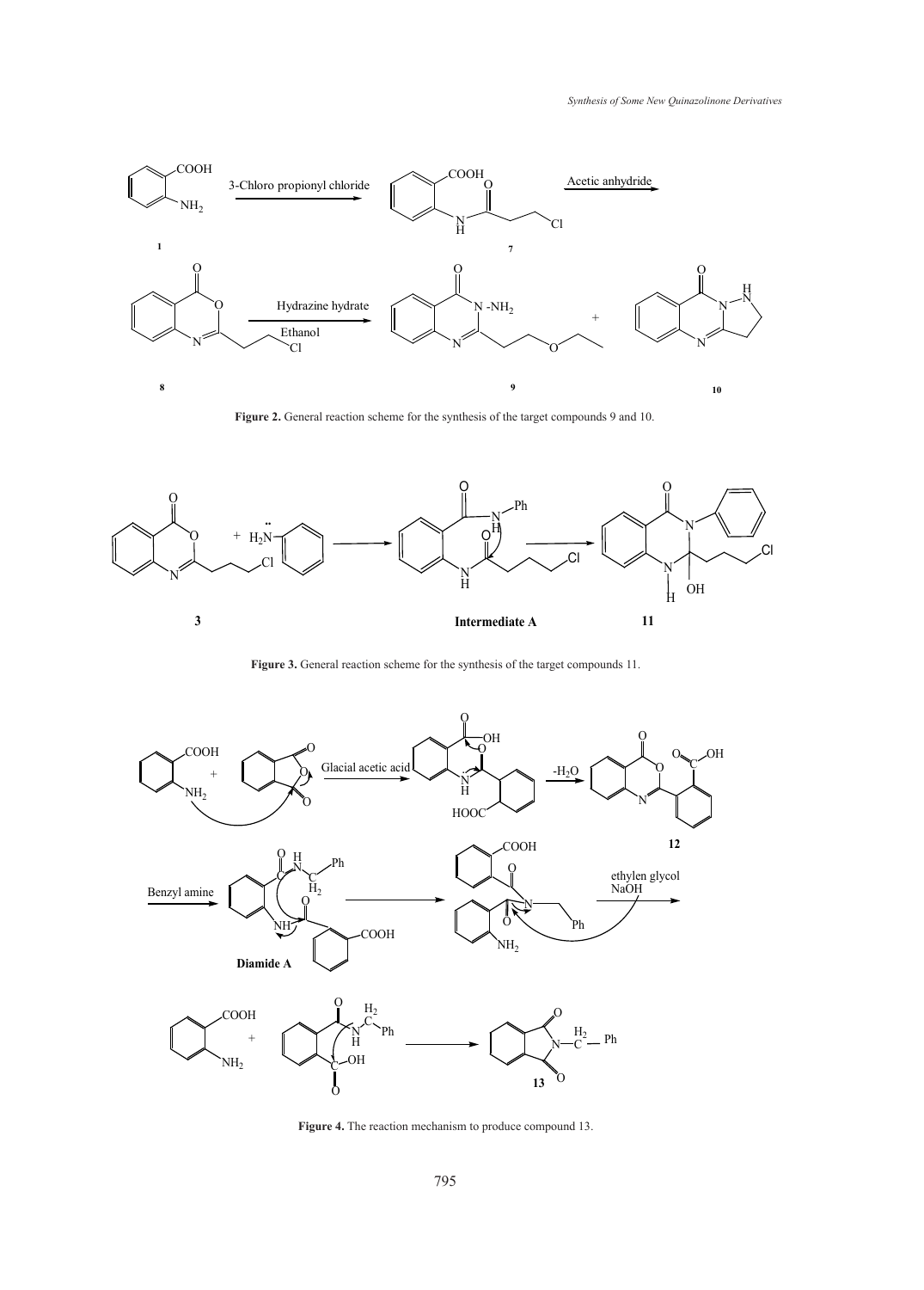**Figure 2.** General reaction scheme for the synthesis of the target compounds 9 and 10.

**Figure 3.** General reaction scheme for the synthesis of the target compounds 11.

**Figure 4.** The reaction mechanism to produce compound 13.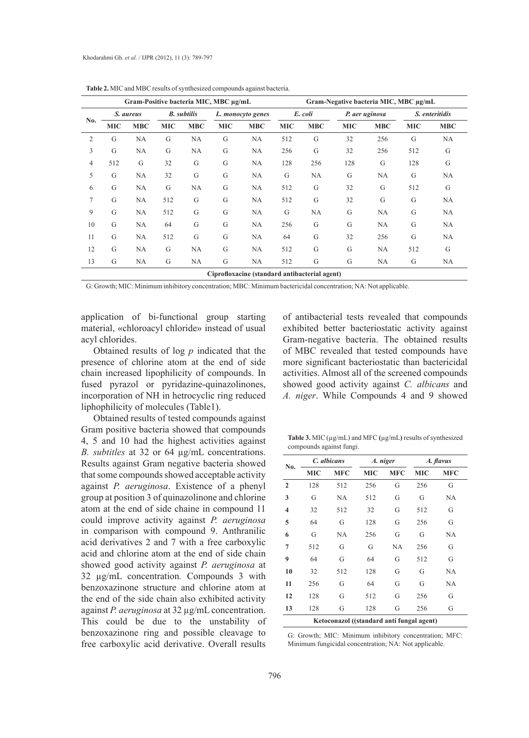**Table 2.** MIC and MBC results of synthesized compounds against bacteria.

| No. | Gram-Positive bacteria MIC, MBC µg/mL | | | | | | Gram-Negative bacteria MIC, MBC µg/mL | | | | | |
|---|---|---|---|---|---|---|---|---|---|---|---|---|
| | *S. aureus* | | *B. subtilis* | | *L. monocyto genes* | | *E. coli* | | *P. aer uginosa* | | *S. enteritidis* | |
| | MIC | MBC | MIC | MBC | MIC | MBC | MIC | MBC | MIC | MBC | MIC | MBC |
| 2 | G | NA | G | NA | G | NA | 512 | G | 32 | 256 | G | NA |
| 3 | G | NA | G | NA | G | NA | 256 | G | 32 | 256 | 512 | G |
| 4 | 512 | G | 32 | G | G | NA | 128 | 256 | 128 | G | 128 | G |
| 5 | G | NA | 32 | G | G | NA | G | NA | G | NA | G | NA |
| 6 | G | NA | G | NA | G | NA | 512 | G | 32 | G | 512 | G |
| 7 | G | NA | 512 | G | G | NA | 512 | G | 32 | G | G | NA |
| 9 | G | NA | 512 | G | G | NA | G | NA | G | NA | G | NA |
| 10 | G | NA | 64 | G | G | NA | 256 | G | G | NA | G | NA |
| 11 | G | NA | 512 | G | G | NA | 64 | G | 32 | 256 | G | NA |
| 12 | G | NA | G | NA | G | NA | 512 | G | G | NA | 512 | G |
| 13 | G | NA | G | NA | G | NA | 512 | G | G | NA | G | NA |
| Ciprofloxacine (standard antibacterial agent) | | | | | | | | | | | | |

G: Growth; MIC: Minimum inhibitory concentration; MBC: Minimum bactericidal concentration; NA: Not applicable.

application of bi-functional group starting material, «chloroacyl chloride» instead of usual acyl chlorides.

Obtained results of log *p* indicated that the presence of chlorine atom at the end of side chain increased lipophilicity of compounds. In fused pyrazol or pyridazine-quinazolinones, incorporation of NH in hetrocyclic ring reduced liphophilicity of molecules (Table1).

Obtained results of tested compounds against Gram positive bacteria showed that compounds 4, 5 and 10 had the highest activities against *B. subtitles* at 32 or 64 µg/mL concentrations. Results against Gram negative bacteria showed that some compounds showed acceptable activity against *P. aeruginosa*. Existence of a phenyl group at position 3 of quinazolinone and chlorine atom at the end of side chaine in compound 11 could improve activity against *P. aeruginosa* in comparison with compound 9. Anthranilic acid derivatives 2 and 7 with a free carboxylic acid and chlorine atom at the end of side chain showed good activity against *P. aeruginosa* at 32 µg/mL concentration. Compounds 3 with benzoxazinone structure and chlorine atom at the end of the side chain also exhibited activity against *P. aeruginosa* at 32 µg/mL concentration. This could be due to the unstability of benzoxazinone ring and possible cleavage to free carboxylic acid derivative. Overall results of antibacterial tests revealed that compounds exhibited better bacteriostatic activity against Gram-negative bacteria. The obtained results of MBC revealed that tested compounds have more significant bacteriostatic than bactericidal activities. Almost all of the screened compounds showed good activity against *C. albicans* and *A. niger*. While Compounds 4 and 9 showed

**Table 3.** MIC (µg/mL) and MFC (µg/mL) results of synthesized compounds against fungi.

| No. | *C. albicans* | | *A. niger* | | *A. flavus* | |
|---|---|---|---|---|---|---|
| | MIC | MFC | MIC | MFC | MIC | MFC |
| **2** | 128 | 512 | 256 | G | 256 | G |
| **3** | G | NA | 512 | G | G | NA |
| **4** | 32 | 512 | 32 | G | 512 | G |
| **5** | 64 | G | 128 | G | 256 | G |
| **6** | G | NA | 256 | G | G | NA |
| **7** | 512 | G | G | NA | 256 | G |
| **9** | 64 | G | 64 | G | 512 | G |
| **10** | 32 | 512 | 128 | G | G | NA |
| **11** | 256 | G | 64 | G | G | NA |
| **12** | 128 | G | 512 | G | 256 | G |
| **13** | 128 | G | 128 | G | 256 | G |
| Ketoconazol ((standard anti fungal agent) | | | | | | |

G: Growth; MIC: Minimum inhibitory concentration; MFC: Minimum fungicidal concentration; NA: Not applicable.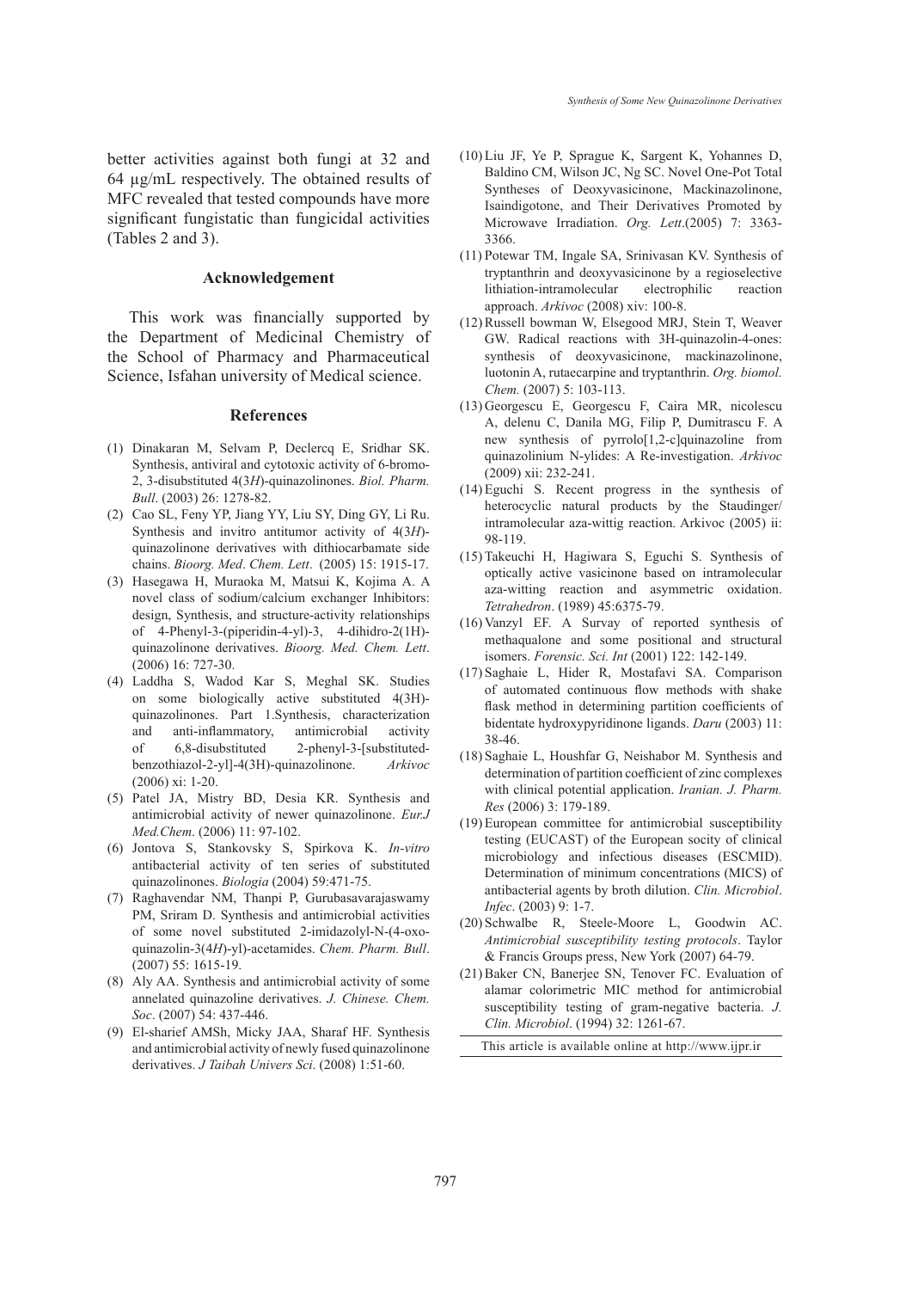better activities against both fungi at 32 and 64 µg/mL respectively. The obtained results of MFC revealed that tested compounds have more significant fungistatic than fungicidal activities (Tables 2 and 3).

## Acknowledgement

This work was financially supported by the Department of Medicinal Chemistry of the School of Pharmacy and Pharmaceutical Science, Isfahan university of Medical science.

## References

(1) Dinakaran M, Selvam P, Declercq E, Sridhar SK. Synthesis, antiviral and cytotoxic activity of 6-bromo-2, 3-disubstituted 4(3*H*)-quinazolinones. *Biol. Pharm. Bull*. (2003) 26: 1278-82.

(2) Cao SL, Feny YP, Jiang YY, Liu SY, Ding GY, Li Ru. Synthesis and invitro antitumor activity of 4(3*H*)-quinazolinone derivatives with dithiocarbamate side chains. *Bioorg. Med. Chem. Lett*. (2005) 15: 1915-17.

(3) Hasegawa H, Muraoka M, Matsui K, Kojima A. A novel class of sodium/calcium exchanger Inhibitors: design, Synthesis, and structure-activity relationships of 4-Phenyl-3-(piperidin-4-yl)-3, 4-dihidro-2(1H)-quinazolinone derivatives. *Bioorg. Med. Chem. Lett*. (2006) 16: 727-30.

(4) Laddha S, Wadod Kar S, Meghal SK. Studies on some biologically active substituted 4(3H)-quinazolinones. Part 1.Synthesis, characterization and anti-inflammatory, antimicrobial activity of 6,8-disubstituted 2-phenyl-3-[substituted-benzothiazol-2-yl]-4(3H)-quinazolinone. *Arkivoc* (2006) xi: 1-20.

(5) Patel JA, Mistry BD, Desia KR. Synthesis and antimicrobial activity of newer quinazolinone. *Eur.J Med.Chem*. (2006) 11: 97-102.

(6) Jontova S, Stankovsky S, Spirkova K. *In-vitro* antibacterial activity of ten series of substituted quinazolinones. *Biologia* (2004) 59:471-75.

(7) Raghavendar NM, Thanpi P, Gurubasavarajaswamy PM, Sriram D. Synthesis and antimicrobial activities of some novel substituted 2-imidazolyl-N-(4-oxo-quinazolin-3(4*H*)-yl)-acetamides. *Chem. Pharm. Bull*. (2007) 55: 1615-19.

(8) Aly AA. Synthesis and antimicrobial activity of some annelated quinazoline derivatives. *J. Chinese. Chem. Soc*. (2007) 54: 437-446.

(9) El-sharief AMSh, Micky JAA, Sharaf HF. Synthesis and antimicrobial activity of newly fused quinazolinone derivatives. *J Taibah Univers Sci*. (2008) 1:51-60.

(10) Liu JF, Ye P, Sprague K, Sargent K, Yohannes D, Baldino CM, Wilson JC, Ng SC. Novel One-Pot Total Syntheses of Deoxyvasicinone, Mackinazolinone, Isaindigotone, and Their Derivatives Promoted by Microwave Irradiation. *Org. Lett*.(2005) 7: 3363-3366.

(11) Potewar TM, Ingale SA, Srinivasan KV. Synthesis of tryptanthrin and deoxyvasicinone by a regioselective lithiation-intramolecular electrophilic reaction approach. *Arkivoc* (2008) xiv: 100-8.

(12) Russell bowman W, Elsegood MRJ, Stein T, Weaver GW. Radical reactions with 3H-quinazolin-4-ones: synthesis of deoxyvasicinone, mackinazolinone, luotonin A, rutaecarpine and tryptanthrin. *Org. biomol. Chem.* (2007) 5: 103-113.

(13) Georgescu E, Georgescu F, Caira MR, nicolescu A, delenu C, Danila MG, Filip P, Dumitrascu F. A new synthesis of pyrrolo[1,2-c]quinazoline from quinazolinium N-ylides: A Re-investigation. *Arkivoc* (2009) xii: 232-241.

(14) Eguchi S. Recent progress in the synthesis of heterocyclic natural products by the Staudinger/intramolecular aza-wittig reaction. Arkivoc (2005) ii: 98-119.

(15) Takeuchi H, Hagiwara S, Eguchi S. Synthesis of optically active vasicinone based on intramolecular aza-witting reaction and asymmetric oxidation. *Tetrahedron*. (1989) 45:6375-79.

(16) Vanzyl EF. A Survay of reported synthesis of methaqualone and some positional and structural isomers. *Forensic. Sci. Int* (2001) 122: 142-149.

(17) Saghaie L, Hider R, Mostafavi SA. Comparison of automated continuous flow methods with shake flask method in determining partition coefficients of bidentate hydroxypyridinone ligands. *Daru* (2003) 11: 38-46.

(18) Saghaie L, Houshfar G, Neishabor M. Synthesis and determination of partition coefficient of zinc complexes with clinical potential application. *Iranian. J. Pharm. Res* (2006) 3: 179-189.

(19) European committee for antimicrobial susceptibility testing (EUCAST) of the European socity of clinical microbiology and infectious diseases (ESCMID). Determination of minimum concentrations (MICS) of antibacterial agents by broth dilution. *Clin. Microbiol. Infec*. (2003) 9: 1-7.

(20) Schwalbe R, Steele-Moore L, Goodwin AC. *Antimicrobial susceptibility testing protocols*. Taylor & Francis Groups press, New York (2007) 64-79.

(21) Baker CN, Banerjee SN, Tenover FC. Evaluation of alamar colorimetric MIC method for antimicrobial susceptibility testing of gram-negative bacteria. *J. Clin. Microbiol*. (1994) 32: 1261-67.

This article is available online at http://www.ijpr.ir